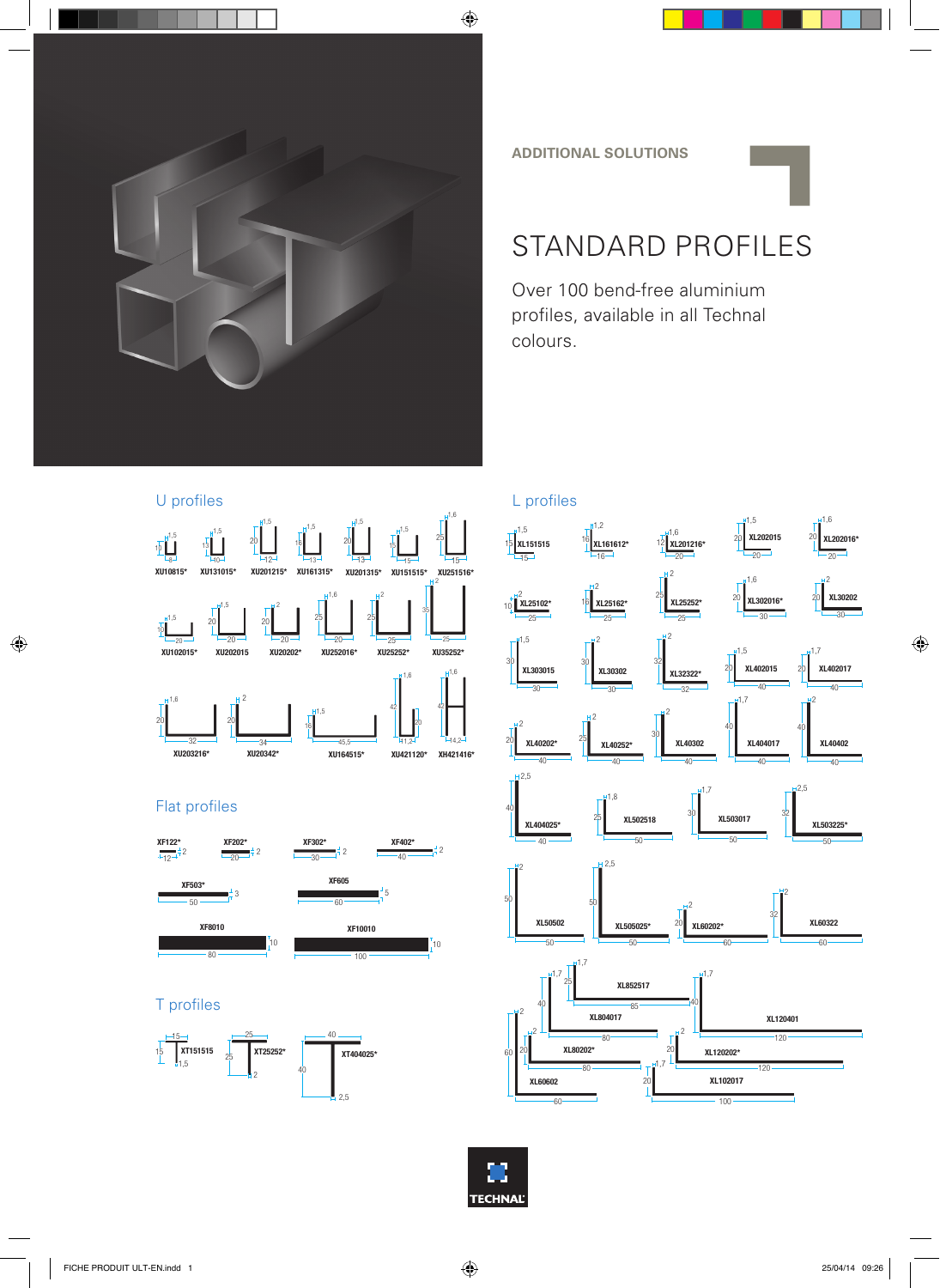ADDITIONAL SOLUTIONS

# STANDARD PROFILES

Over 100 bend-free aluminium profiles, available in all Technal colours.

## U profiles

XU10815* · XU131015* · XU201215* · XU161315* · XU201315* · XU151515* · XU251516*

XU102015* · XU202015 · XU20202* · XU252016* · XU25252* · XU35252*

XU203216* · XU20342* · XU164515* · XU421120* · XH421416*

## Flat profiles

XF122* · XF202* · XF302* · XF402*

XF503* · XF605

XF8010 · XF10010

## T profiles

XT151515 · XT25252* · XT404025*

## L profiles

XL151515 · XL161612* · XL201216* · XL202015 · XL202016*

XL25102* · XL25162* · XL25252* · XL302016* · XL30202

XL303015 · XL30302 · XL32322* · XL402015 · XL402017

XL40202* · XL40252* · XL40302 · XL404017 · XL40402

XL404025* · XL502518 · XL503017 · XL503225*

XL50502 · XL505025* · XL60202* · XL60322

XL852517 · XL804017 · XL120401 · XL80202* · XL120202* · XL60602 · XL102017

TECHNAL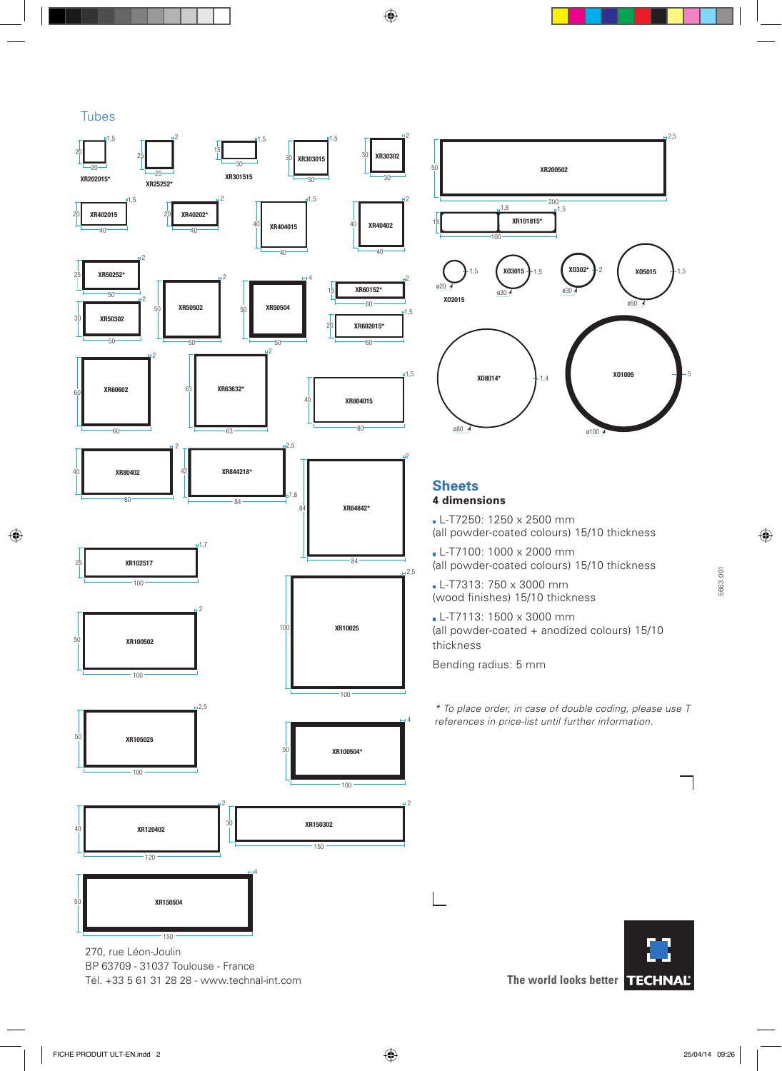## Tubes

XR202015*
XR25252*
XR301515
XR303015
XR30302
XR402015
XR40202*
XR404015
XR40402
XR50252*
XR50302
XR50502
XR50504
XR60152*
XR602015*
XR60602
XR63632*
XR804015
XR80402
XR844218*
XR84842*
XR102517
XR100502
XR10025
XR105025
XR100504*
XR120402
XR150302
XR150504
XR200502
XR101815*
X02015
X03015
X0302*
X05015
X08014*
X01005

## Sheets

**4 dimensions**

- L-T7250: 1250 x 2500 mm
(all powder-coated colours) 15/10 thickness
- L-T7100: 1000 x 2000 mm
(all powder-coated colours) 15/10 thickness
- L-T7313: 750 x 3000 mm
(wood finishes) 15/10 thickness
- L-T7113: 1500 x 3000 mm
(all powder-coated + anodized colours) 15/10 thickness

Bending radius: 5 mm

*\* To place order, in case of double coding, please use T references in price-list until further information.*

5663.001

270, rue Léon-Joulin
BP 63709 - 31037 Toulouse - France
Tél. +33 5 61 31 28 28 - www.technal-int.com

The world looks better TECHNAL